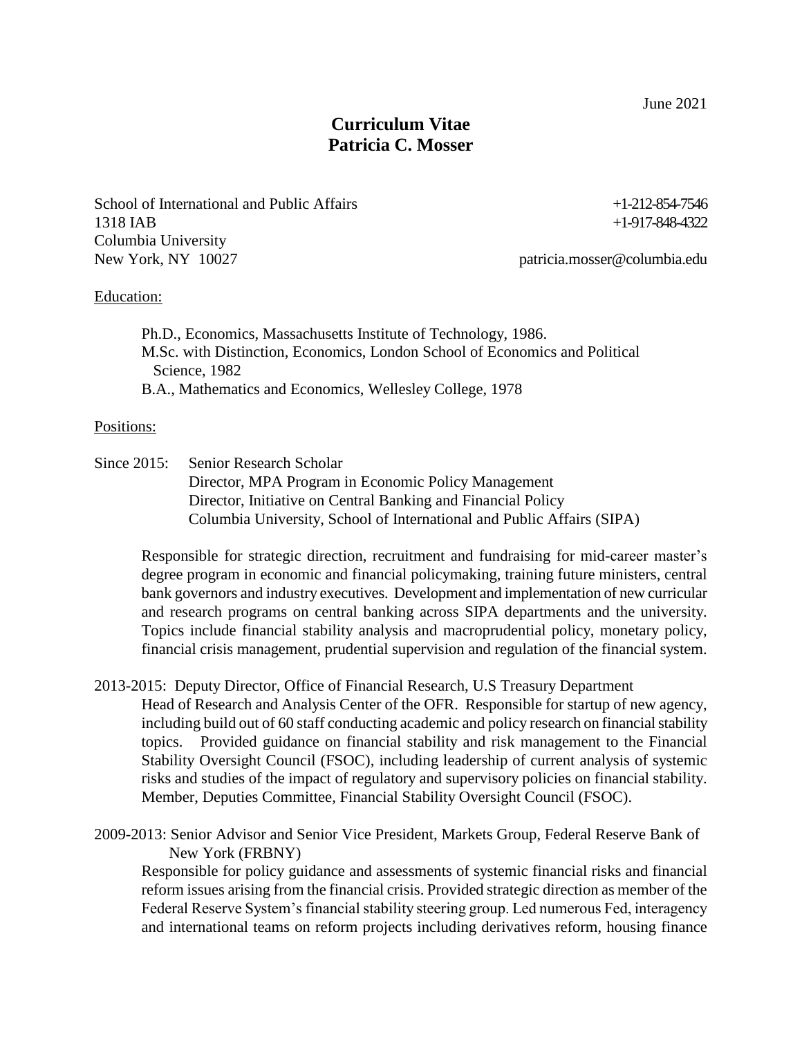June 2021

# Curriculum Vitae
# Patricia C. Mosser

School of International and Public Affairs  
1318 IAB  
Columbia University  
New York, NY 10027

+1-212-854-7546  
+1-917-848-4322  
patricia.mosser@columbia.edu

## Education:

Ph.D., Economics, Massachusetts Institute of Technology, 1986.  
M.Sc. with Distinction, Economics, London School of Economics and Political Science, 1982  
B.A., Mathematics and Economics, Wellesley College, 1978

## Positions:

**Since 2015:** Senior Research Scholar  
Director, MPA Program in Economic Policy Management  
Director, Initiative on Central Banking and Financial Policy  
Columbia University, School of International and Public Affairs (SIPA)

Responsible for strategic direction, recruitment and fundraising for mid-career master's degree program in economic and financial policymaking, training future ministers, central bank governors and industry executives. Development and implementation of new curricular and research programs on central banking across SIPA departments and the university. Topics include financial stability analysis and macroprudential policy, monetary policy, financial crisis management, prudential supervision and regulation of the financial system.

**2013-2015:** Deputy Director, Office of Financial Research, U.S Treasury Department  
Head of Research and Analysis Center of the OFR. Responsible for startup of new agency, including build out of 60 staff conducting academic and policy research on financial stability topics. Provided guidance on financial stability and risk management to the Financial Stability Oversight Council (FSOC), including leadership of current analysis of systemic risks and studies of the impact of regulatory and supervisory policies on financial stability. Member, Deputies Committee, Financial Stability Oversight Council (FSOC).

**2009-2013:** Senior Advisor and Senior Vice President, Markets Group, Federal Reserve Bank of New York (FRBNY)  
Responsible for policy guidance and assessments of systemic financial risks and financial reform issues arising from the financial crisis. Provided strategic direction as member of the Federal Reserve System's financial stability steering group. Led numerous Fed, interagency and international teams on reform projects including derivatives reform, housing finance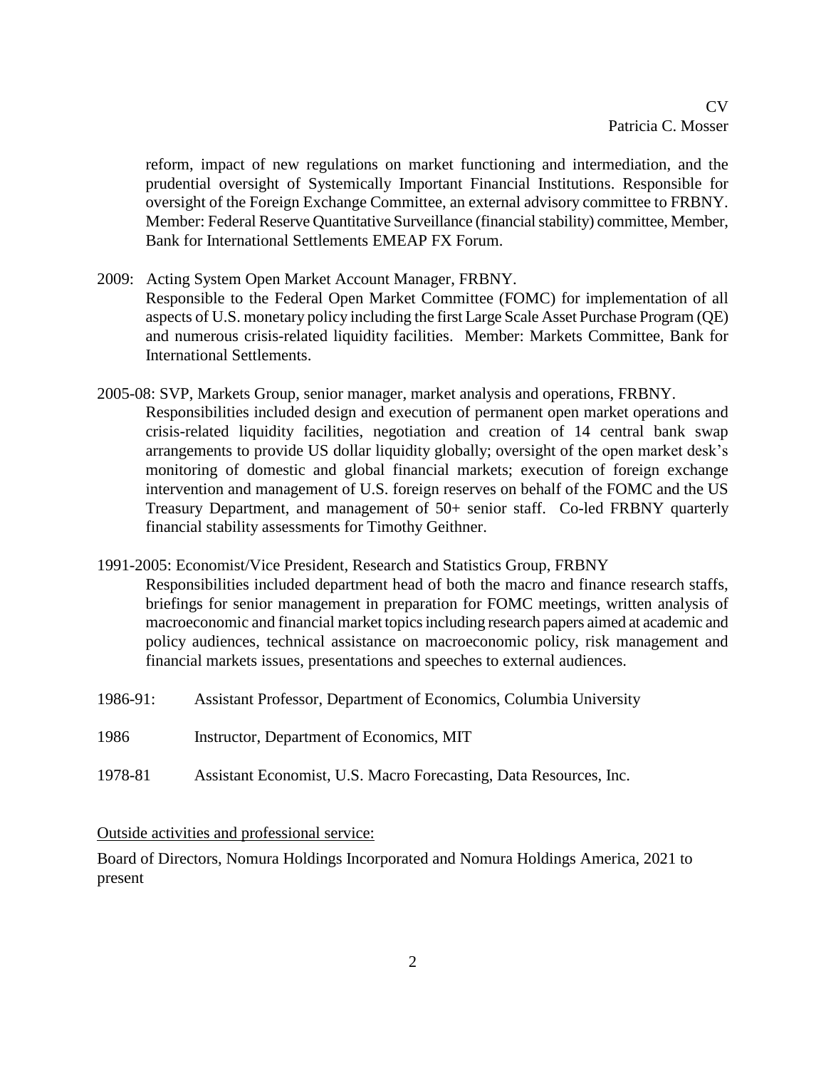reform, impact of new regulations on market functioning and intermediation, and the prudential oversight of Systemically Important Financial Institutions. Responsible for oversight of the Foreign Exchange Committee, an external advisory committee to FRBNY. Member: Federal Reserve Quantitative Surveillance (financial stability) committee, Member, Bank for International Settlements EMEAP FX Forum.

2009: Acting System Open Market Account Manager, FRBNY.
Responsible to the Federal Open Market Committee (FOMC) for implementation of all aspects of U.S. monetary policy including the first Large Scale Asset Purchase Program (QE) and numerous crisis-related liquidity facilities. Member: Markets Committee, Bank for International Settlements.

2005-08: SVP, Markets Group, senior manager, market analysis and operations, FRBNY.
Responsibilities included design and execution of permanent open market operations and crisis-related liquidity facilities, negotiation and creation of 14 central bank swap arrangements to provide US dollar liquidity globally; oversight of the open market desk's monitoring of domestic and global financial markets; execution of foreign exchange intervention and management of U.S. foreign reserves on behalf of the FOMC and the US Treasury Department, and management of 50+ senior staff. Co-led FRBNY quarterly financial stability assessments for Timothy Geithner.

1991-2005: Economist/Vice President, Research and Statistics Group, FRBNY
Responsibilities included department head of both the macro and finance research staffs, briefings for senior management in preparation for FOMC meetings, written analysis of macroeconomic and financial market topics including research papers aimed at academic and policy audiences, technical assistance on macroeconomic policy, risk management and financial markets issues, presentations and speeches to external audiences.

1986-91: Assistant Professor, Department of Economics, Columbia University

1986 Instructor, Department of Economics, MIT

1978-81 Assistant Economist, U.S. Macro Forecasting, Data Resources, Inc.

Outside activities and professional service:

Board of Directors, Nomura Holdings Incorporated and Nomura Holdings America, 2021 to present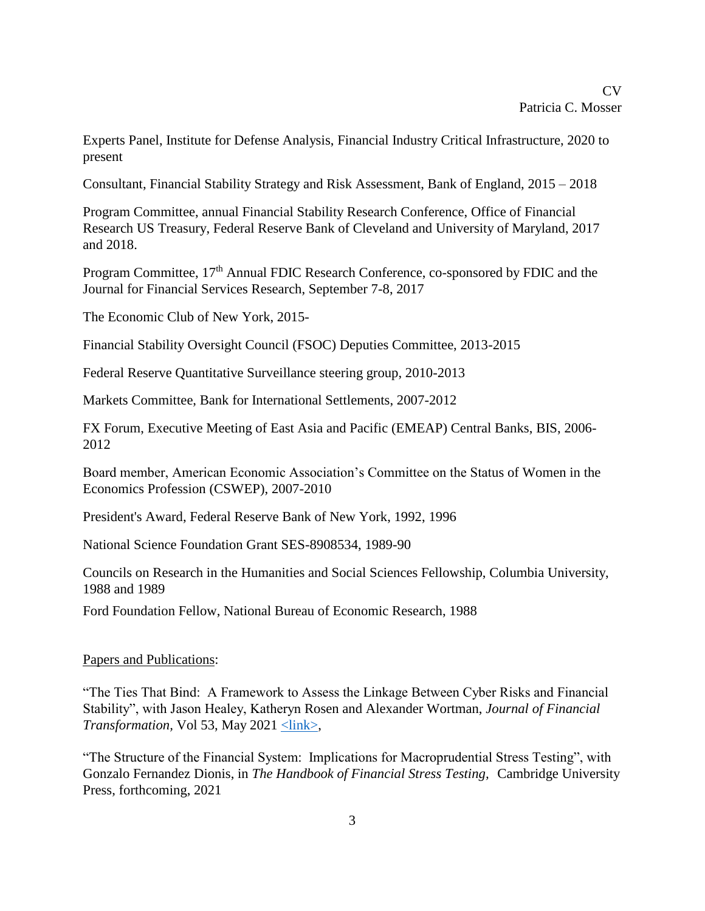Experts Panel, Institute for Defense Analysis, Financial Industry Critical Infrastructure, 2020 to present

Consultant, Financial Stability Strategy and Risk Assessment, Bank of England, 2015 – 2018

Program Committee, annual Financial Stability Research Conference, Office of Financial Research US Treasury, Federal Reserve Bank of Cleveland and University of Maryland, 2017 and 2018.

Program Committee, 17th Annual FDIC Research Conference, co-sponsored by FDIC and the Journal for Financial Services Research, September 7-8, 2017

The Economic Club of New York, 2015-

Financial Stability Oversight Council (FSOC) Deputies Committee, 2013-2015

Federal Reserve Quantitative Surveillance steering group, 2010-2013

Markets Committee, Bank for International Settlements, 2007-2012

FX Forum, Executive Meeting of East Asia and Pacific (EMEAP) Central Banks, BIS, 2006-2012

Board member, American Economic Association's Committee on the Status of Women in the Economics Profession (CSWEP), 2007-2010

President's Award, Federal Reserve Bank of New York, 1992, 1996

National Science Foundation Grant SES-8908534, 1989-90

Councils on Research in the Humanities and Social Sciences Fellowship, Columbia University, 1988 and 1989

Ford Foundation Fellow, National Bureau of Economic Research, 1988

## Papers and Publications:

"The Ties That Bind: A Framework to Assess the Linkage Between Cyber Risks and Financial Stability", with Jason Healey, Katheryn Rosen and Alexander Wortman, *Journal of Financial Transformation*, Vol 53, May 2021 <link>,

"The Structure of the Financial System: Implications for Macroprudential Stress Testing", with Gonzalo Fernandez Dionis, in *The Handbook of Financial Stress Testing,* Cambridge University Press, forthcoming, 2021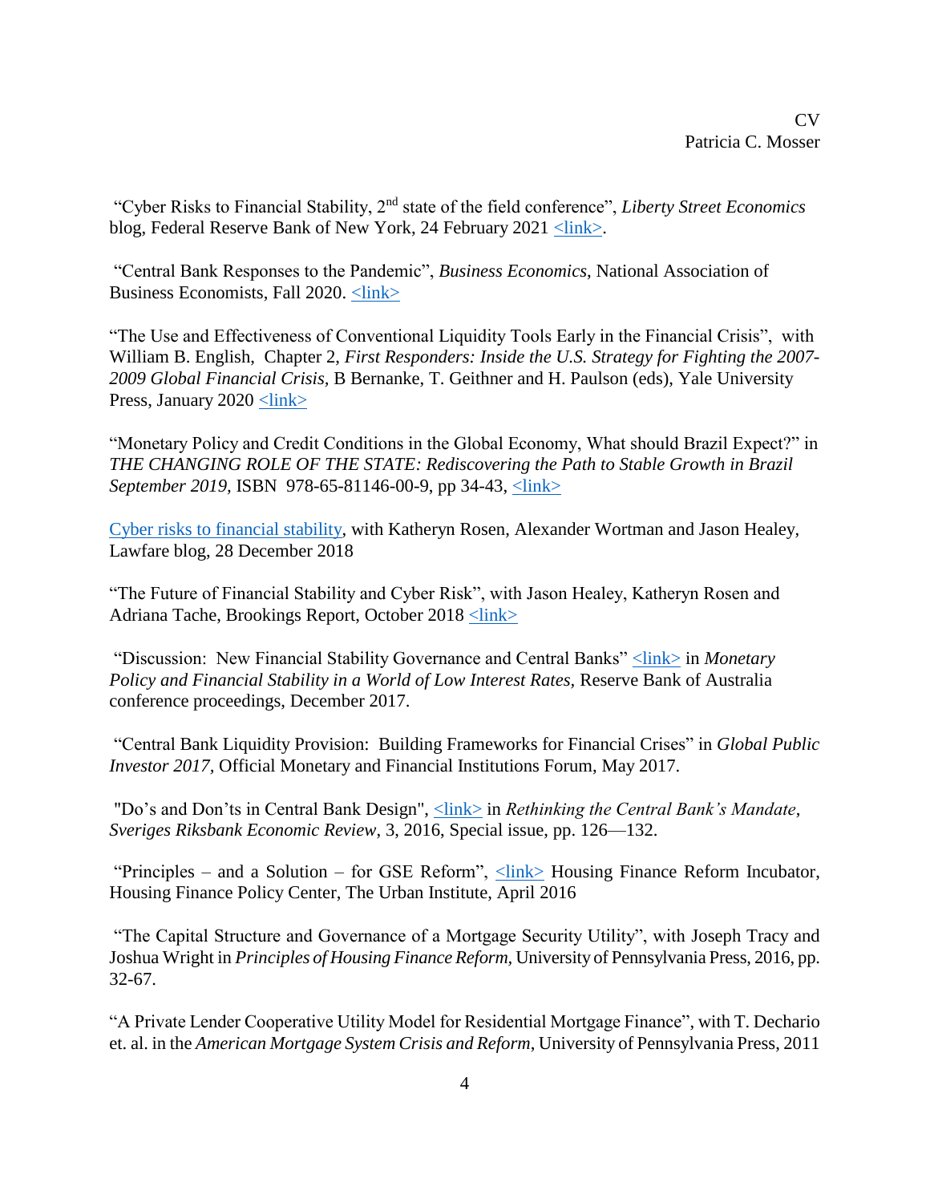"Cyber Risks to Financial Stability, 2nd state of the field conference", *Liberty Street Economics* blog, Federal Reserve Bank of New York, 24 February 2021 <link>.

"Central Bank Responses to the Pandemic", *Business Economics*, National Association of Business Economists, Fall 2020. <link>

"The Use and Effectiveness of Conventional Liquidity Tools Early in the Financial Crisis", with William B. English, Chapter 2, *First Responders: Inside the U.S. Strategy for Fighting the 2007-2009 Global Financial Crisis*, B Bernanke, T. Geithner and H. Paulson (eds), Yale University Press, January 2020 <link>

"Monetary Policy and Credit Conditions in the Global Economy, What should Brazil Expect?" in *THE CHANGING ROLE OF THE STATE: Rediscovering the Path to Stable Growth in Brazil September 2019*, ISBN 978-65-81146-00-9, pp 34-43, <link>

Cyber risks to financial stability, with Katheryn Rosen, Alexander Wortman and Jason Healey, Lawfare blog, 28 December 2018

"The Future of Financial Stability and Cyber Risk", with Jason Healey, Katheryn Rosen and Adriana Tache, Brookings Report, October 2018 <link>

"Discussion: New Financial Stability Governance and Central Banks" <link> in *Monetary Policy and Financial Stability in a World of Low Interest Rates*, Reserve Bank of Australia conference proceedings, December 2017.

"Central Bank Liquidity Provision: Building Frameworks for Financial Crises" in *Global Public Investor 2017*, Official Monetary and Financial Institutions Forum, May 2017.

"Do's and Don'ts in Central Bank Design", <link> in *Rethinking the Central Bank's Mandate*, *Sveriges Riksbank Economic Review*, 3, 2016, Special issue, pp. 126—132.

"Principles – and a Solution – for GSE Reform", <link> Housing Finance Reform Incubator, Housing Finance Policy Center, The Urban Institute, April 2016

"The Capital Structure and Governance of a Mortgage Security Utility", with Joseph Tracy and Joshua Wright in *Principles of Housing Finance Reform*, University of Pennsylvania Press, 2016, pp. 32-67.

"A Private Lender Cooperative Utility Model for Residential Mortgage Finance", with T. Dechario et. al. in the *American Mortgage System Crisis and Reform*, University of Pennsylvania Press, 2011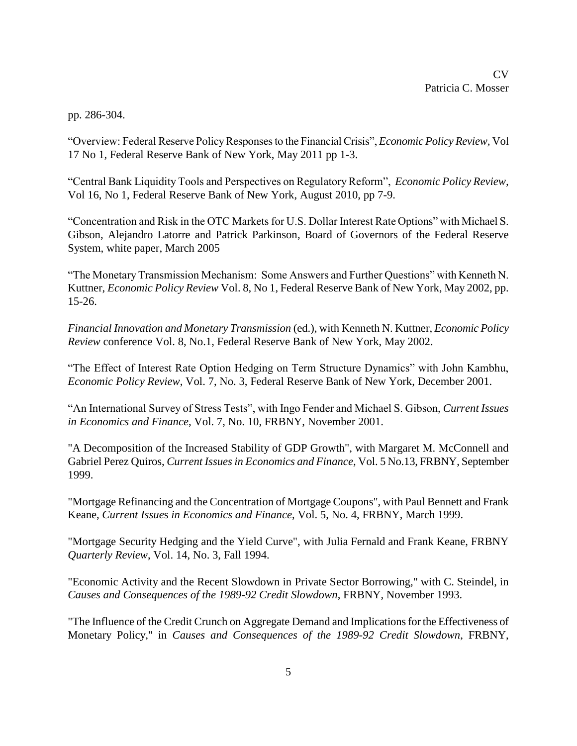pp. 286-304.

“Overview: Federal Reserve Policy Responses to the Financial Crisis”, *Economic Policy Review*, Vol 17 No 1, Federal Reserve Bank of New York, May 2011 pp 1-3.

“Central Bank Liquidity Tools and Perspectives on Regulatory Reform”, *Economic Policy Review*, Vol 16, No 1, Federal Reserve Bank of New York, August 2010, pp 7-9.

“Concentration and Risk in the OTC Markets for U.S. Dollar Interest Rate Options” with Michael S. Gibson, Alejandro Latorre and Patrick Parkinson, Board of Governors of the Federal Reserve System, white paper, March 2005

“The Monetary Transmission Mechanism: Some Answers and Further Questions” with Kenneth N. Kuttner, *Economic Policy Review* Vol. 8, No 1, Federal Reserve Bank of New York, May 2002, pp. 15-26.

*Financial Innovation and Monetary Transmission* (ed.), with Kenneth N. Kuttner, *Economic Policy Review* conference Vol. 8, No.1, Federal Reserve Bank of New York, May 2002.

“The Effect of Interest Rate Option Hedging on Term Structure Dynamics” with John Kambhu, *Economic Policy Review*, Vol. 7, No. 3, Federal Reserve Bank of New York, December 2001.

“An International Survey of Stress Tests”, with Ingo Fender and Michael S. Gibson, *Current Issues in Economics and Finance*, Vol. 7, No. 10, FRBNY, November 2001.

"A Decomposition of the Increased Stability of GDP Growth", with Margaret M. McConnell and Gabriel Perez Quiros, *Current Issues in Economics and Finance*, Vol. 5 No.13, FRBNY, September 1999.

"Mortgage Refinancing and the Concentration of Mortgage Coupons", with Paul Bennett and Frank Keane, *Current Issues in Economics and Finance*, Vol. 5, No. 4, FRBNY, March 1999.

"Mortgage Security Hedging and the Yield Curve", with Julia Fernald and Frank Keane, FRBNY *Quarterly Review*, Vol. 14, No. 3, Fall 1994.

"Economic Activity and the Recent Slowdown in Private Sector Borrowing," with C. Steindel, in *Causes and Consequences of the 1989-92 Credit Slowdown*, FRBNY, November 1993.

"The Influence of the Credit Crunch on Aggregate Demand and Implications for the Effectiveness of Monetary Policy," in *Causes and Consequences of the 1989-92 Credit Slowdown*, FRBNY,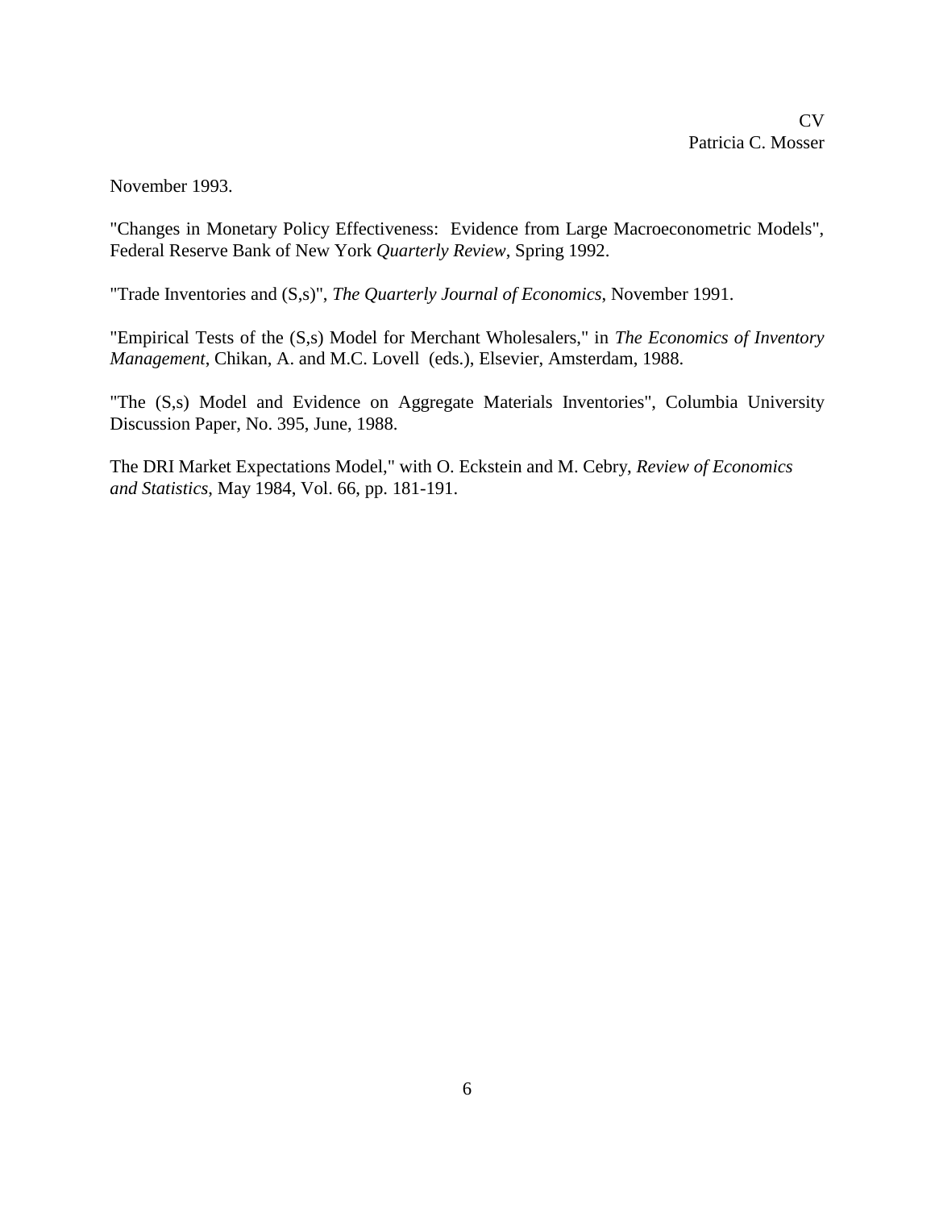November 1993.

"Changes in Monetary Policy Effectiveness: Evidence from Large Macroeconometric Models", Federal Reserve Bank of New York *Quarterly Review*, Spring 1992.

"Trade Inventories and (S,s)", *The Quarterly Journal of Economics*, November 1991.

"Empirical Tests of the (S,s) Model for Merchant Wholesalers," in *The Economics of Inventory Management*, Chikan, A. and M.C. Lovell (eds.), Elsevier, Amsterdam, 1988.

"The (S,s) Model and Evidence on Aggregate Materials Inventories", Columbia University Discussion Paper, No. 395, June, 1988.

The DRI Market Expectations Model," with O. Eckstein and M. Cebry, *Review of Economics and Statistics*, May 1984, Vol. 66, pp. 181-191.